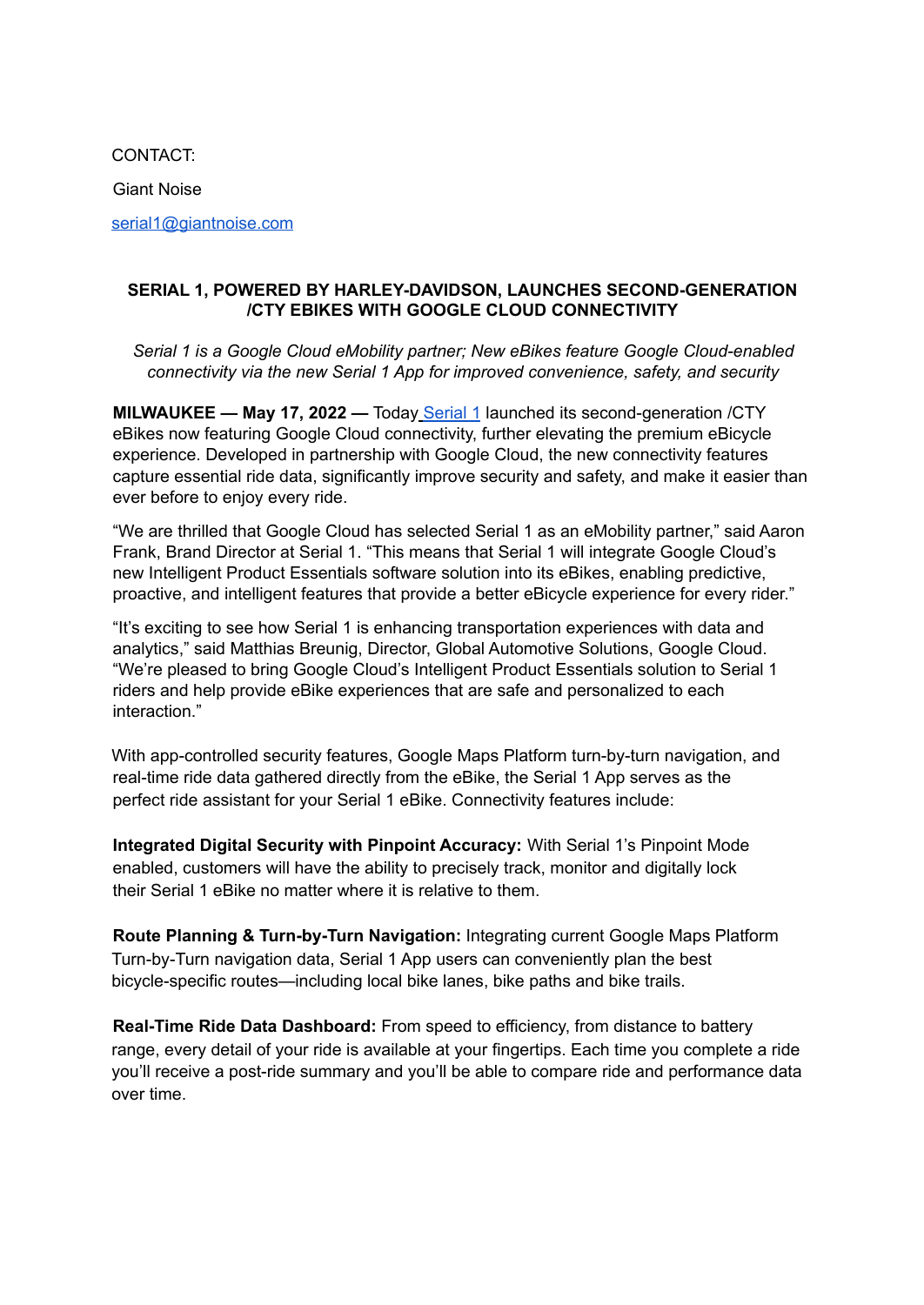CONTACT:

Giant Noise

serial1@giantnoise.com

**SERIAL 1, POWERED BY HARLEY-DAVIDSON, LAUNCHES SECOND-GENERATION /CTY EBIKES WITH GOOGLE CLOUD CONNECTIVITY**

*Serial 1 is a Google Cloud eMobility partner; New eBikes feature Google Cloud-enabled connectivity via the new Serial 1 App for improved convenience, safety, and security*

**MILWAUKEE — May 17, 2022 —** Today Serial 1 launched its second-generation /CTY eBikes now featuring Google Cloud connectivity, further elevating the premium eBicycle experience. Developed in partnership with Google Cloud, the new connectivity features capture essential ride data, significantly improve security and safety, and make it easier than ever before to enjoy every ride.

“We are thrilled that Google Cloud has selected Serial 1 as an eMobility partner,” said Aaron Frank, Brand Director at Serial 1. “This means that Serial 1 will integrate Google Cloud’s new Intelligent Product Essentials software solution into its eBikes, enabling predictive, proactive, and intelligent features that provide a better eBicycle experience for every rider.”

“It’s exciting to see how Serial 1 is enhancing transportation experiences with data and analytics,” said Matthias Breunig, Director, Global Automotive Solutions, Google Cloud. “We’re pleased to bring Google Cloud’s Intelligent Product Essentials solution to Serial 1 riders and help provide eBike experiences that are safe and personalized to each interaction.”

With app-controlled security features, Google Maps Platform turn-by-turn navigation, and real-time ride data gathered directly from the eBike, the Serial 1 App serves as the perfect ride assistant for your Serial 1 eBike. Connectivity features include:

**Integrated Digital Security with Pinpoint Accuracy:** With Serial 1’s Pinpoint Mode enabled, customers will have the ability to precisely track, monitor and digitally lock their Serial 1 eBike no matter where it is relative to them.

**Route Planning & Turn-by-Turn Navigation:** Integrating current Google Maps Platform Turn-by-Turn navigation data, Serial 1 App users can conveniently plan the best bicycle-specific routes—including local bike lanes, bike paths and bike trails.

**Real-Time Ride Data Dashboard:** From speed to efficiency, from distance to battery range, every detail of your ride is available at your fingertips. Each time you complete a ride you’ll receive a post-ride summary and you’ll be able to compare ride and performance data over time.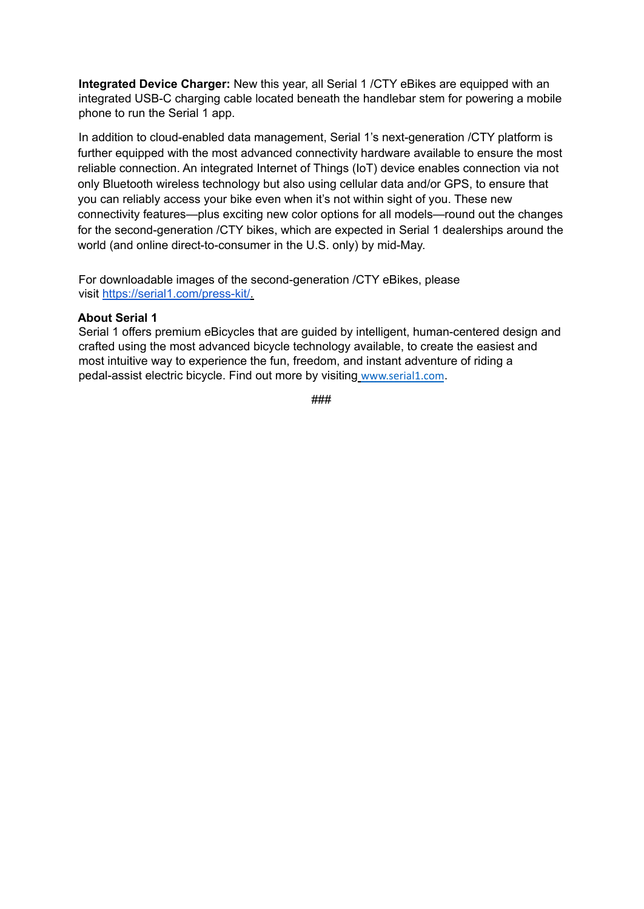**Integrated Device Charger:** New this year, all Serial 1 /CTY eBikes are equipped with an integrated USB-C charging cable located beneath the handlebar stem for powering a mobile phone to run the Serial 1 app.

In addition to cloud-enabled data management, Serial 1's next-generation /CTY platform is further equipped with the most advanced connectivity hardware available to ensure the most reliable connection. An integrated Internet of Things (IoT) device enables connection via not only Bluetooth wireless technology but also using cellular data and/or GPS, to ensure that you can reliably access your bike even when it's not within sight of you. These new connectivity features—plus exciting new color options for all models—round out the changes for the second-generation /CTY bikes, which are expected in Serial 1 dealerships around the world (and online direct-to-consumer in the U.S. only) by mid-May.

For downloadable images of the second-generation /CTY eBikes, please visit [https://serial1.com/press-kit/](https://serial1.com/press-kit/).

**About Serial 1**
Serial 1 offers premium eBicycles that are guided by intelligent, human-centered design and crafted using the most advanced bicycle technology available, to create the easiest and most intuitive way to experience the fun, freedom, and instant adventure of riding a pedal-assist electric bicycle. Find out more by visiting [www.serial1.com](http://www.serial1.com).

###